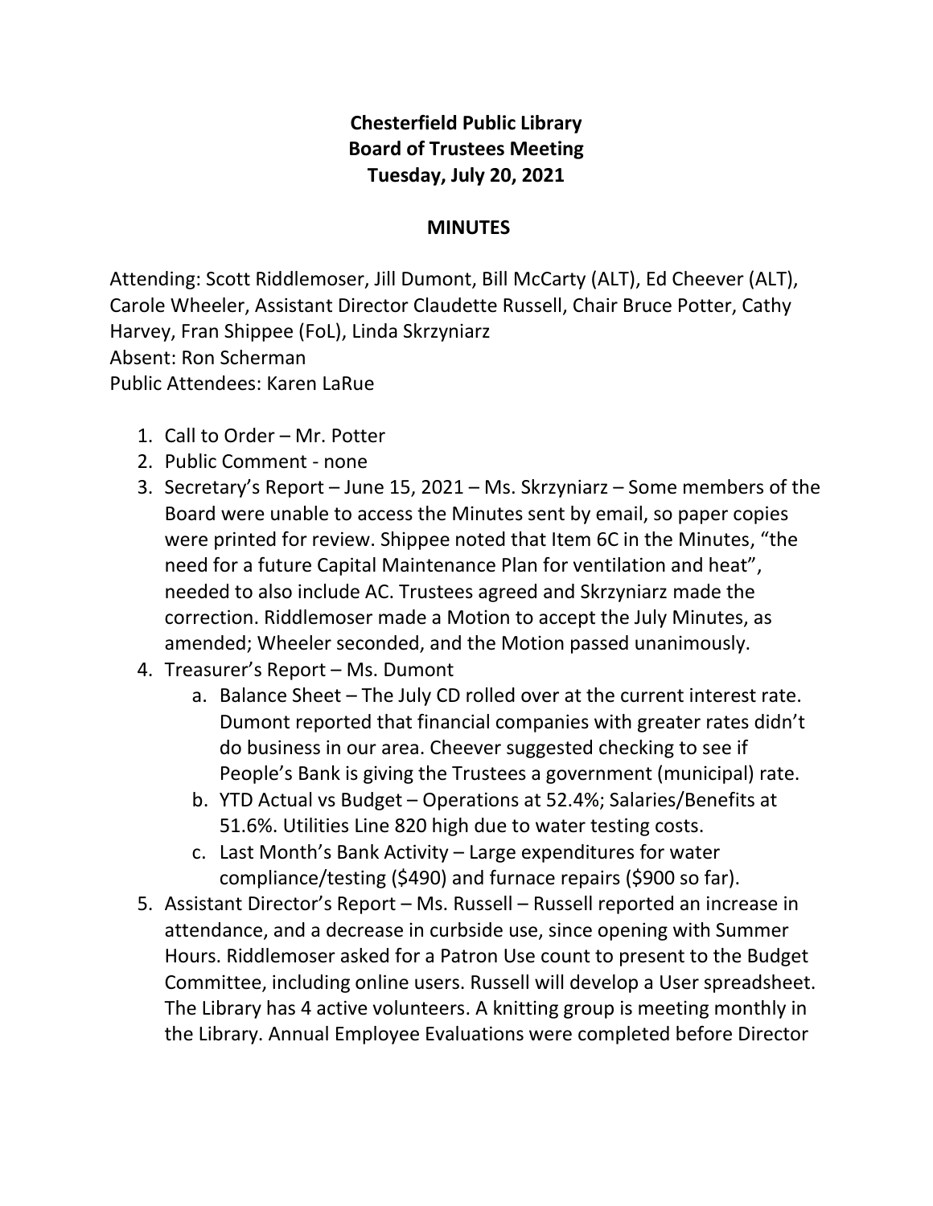# Chesterfield Public Library
## Board of Trustees Meeting
### Tuesday, July 20, 2021

**MINUTES**

Attending: Scott Riddlemoser, Jill Dumont, Bill McCarty (ALT), Ed Cheever (ALT), Carole Wheeler, Assistant Director Claudette Russell, Chair Bruce Potter, Cathy Harvey, Fran Shippee (FoL), Linda Skrzyniarz
Absent: Ron Scherman
Public Attendees: Karen LaRue

1. Call to Order – Mr. Potter
2. Public Comment - none
3. Secretary's Report – June 15, 2021 – Ms. Skrzyniarz – Some members of the Board were unable to access the Minutes sent by email, so paper copies were printed for review. Shippee noted that Item 6C in the Minutes, "the need for a future Capital Maintenance Plan for ventilation and heat", needed to also include AC. Trustees agreed and Skrzyniarz made the correction. Riddlemoser made a Motion to accept the July Minutes, as amended; Wheeler seconded, and the Motion passed unanimously.
4. Treasurer's Report – Ms. Dumont
   a. Balance Sheet – The July CD rolled over at the current interest rate. Dumont reported that financial companies with greater rates didn't do business in our area. Cheever suggested checking to see if People's Bank is giving the Trustees a government (municipal) rate.
   b. YTD Actual vs Budget – Operations at 52.4%; Salaries/Benefits at 51.6%. Utilities Line 820 high due to water testing costs.
   c. Last Month's Bank Activity – Large expenditures for water compliance/testing ($490) and furnace repairs ($900 so far).
5. Assistant Director's Report – Ms. Russell – Russell reported an increase in attendance, and a decrease in curbside use, since opening with Summer Hours. Riddlemoser asked for a Patron Use count to present to the Budget Committee, including online users. Russell will develop a User spreadsheet. The Library has 4 active volunteers. A knitting group is meeting monthly in the Library. Annual Employee Evaluations were completed before Director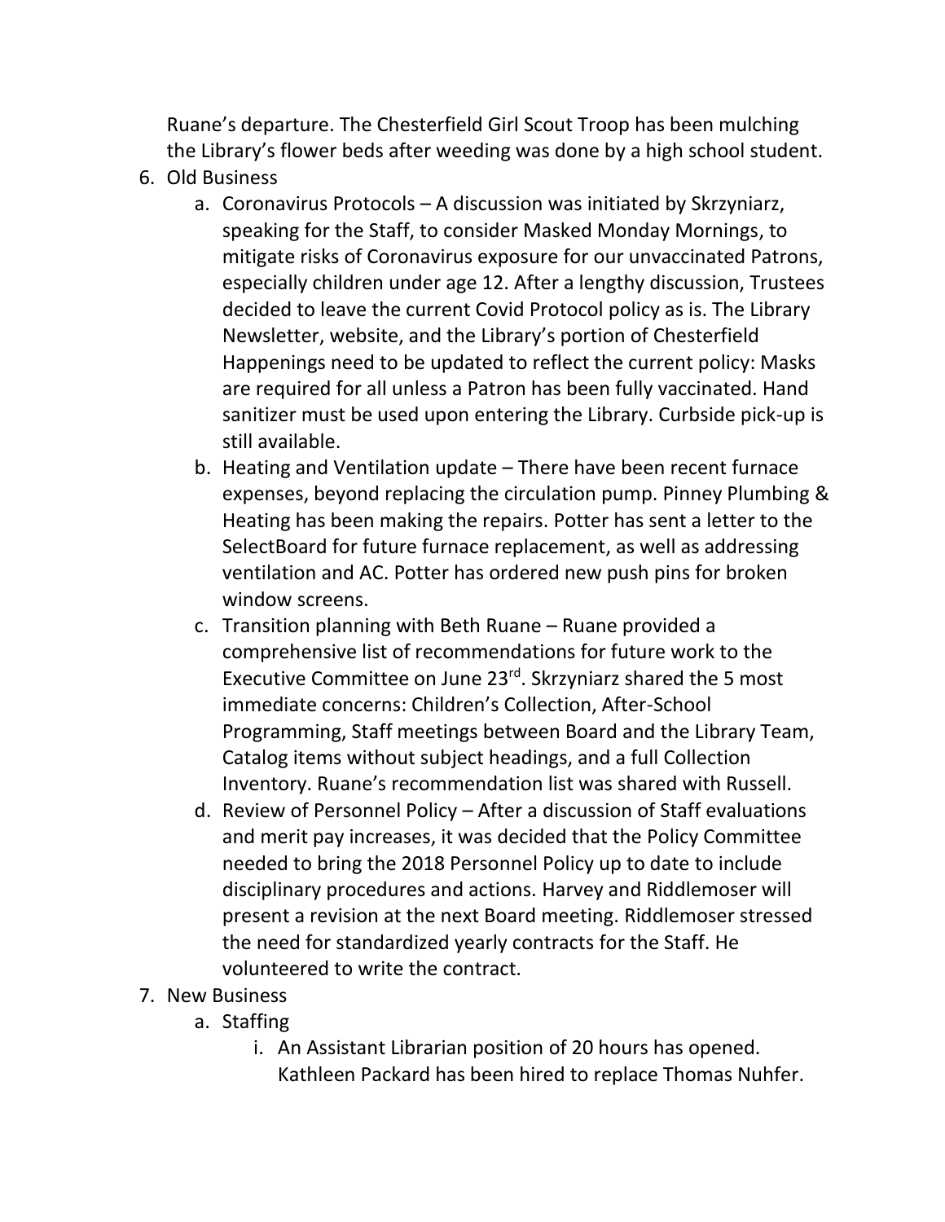Ruane's departure. The Chesterfield Girl Scout Troop has been mulching the Library's flower beds after weeding was done by a high school student.

6. Old Business
    a. Coronavirus Protocols – A discussion was initiated by Skrzyniarz, speaking for the Staff, to consider Masked Monday Mornings, to mitigate risks of Coronavirus exposure for our unvaccinated Patrons, especially children under age 12. After a lengthy discussion, Trustees decided to leave the current Covid Protocol policy as is. The Library Newsletter, website, and the Library's portion of Chesterfield Happenings need to be updated to reflect the current policy: Masks are required for all unless a Patron has been fully vaccinated. Hand sanitizer must be used upon entering the Library. Curbside pick-up is still available.
    b. Heating and Ventilation update – There have been recent furnace expenses, beyond replacing the circulation pump. Pinney Plumbing & Heating has been making the repairs. Potter has sent a letter to the SelectBoard for future furnace replacement, as well as addressing ventilation and AC. Potter has ordered new push pins for broken window screens.
    c. Transition planning with Beth Ruane – Ruane provided a comprehensive list of recommendations for future work to the Executive Committee on June 23rd. Skrzyniarz shared the 5 most immediate concerns: Children's Collection, After-School Programming, Staff meetings between Board and the Library Team, Catalog items without subject headings, and a full Collection Inventory. Ruane's recommendation list was shared with Russell.
    d. Review of Personnel Policy – After a discussion of Staff evaluations and merit pay increases, it was decided that the Policy Committee needed to bring the 2018 Personnel Policy up to date to include disciplinary procedures and actions. Harvey and Riddlemoser will present a revision at the next Board meeting. Riddlemoser stressed the need for standardized yearly contracts for the Staff. He volunteered to write the contract.
7. New Business
    a. Staffing
        i. An Assistant Librarian position of 20 hours has opened. Kathleen Packard has been hired to replace Thomas Nuhfer.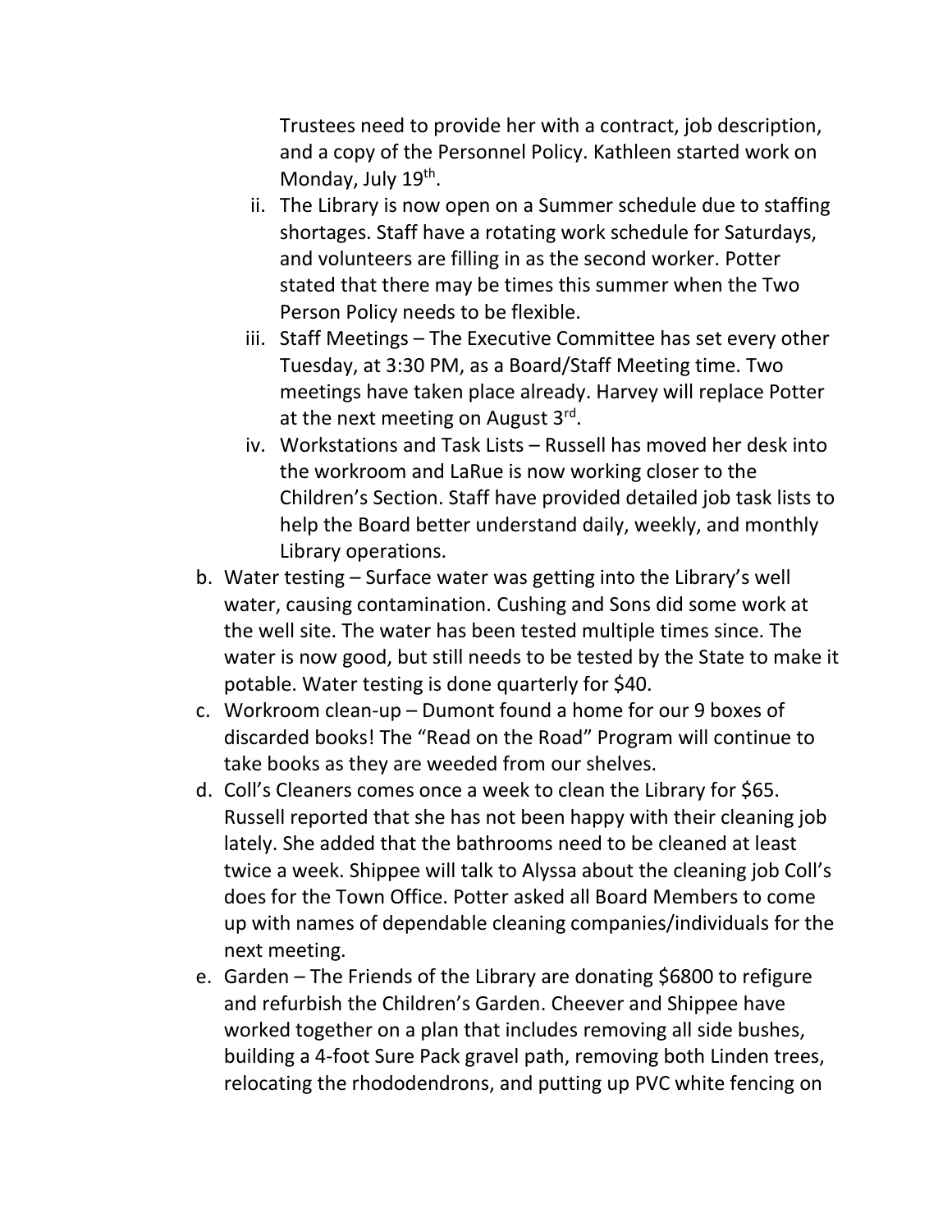Trustees need to provide her with a contract, job description, and a copy of the Personnel Policy. Kathleen started work on Monday, July 19th.

   ii. The Library is now open on a Summer schedule due to staffing shortages. Staff have a rotating work schedule for Saturdays, and volunteers are filling in as the second worker. Potter stated that there may be times this summer when the Two Person Policy needs to be flexible.

   iii. Staff Meetings – The Executive Committee has set every other Tuesday, at 3:30 PM, as a Board/Staff Meeting time. Two meetings have taken place already. Harvey will replace Potter at the next meeting on August 3rd.

   iv. Workstations and Task Lists – Russell has moved her desk into the workroom and LaRue is now working closer to the Children's Section. Staff have provided detailed job task lists to help the Board better understand daily, weekly, and monthly Library operations.

b. Water testing – Surface water was getting into the Library's well water, causing contamination. Cushing and Sons did some work at the well site. The water has been tested multiple times since. The water is now good, but still needs to be tested by the State to make it potable. Water testing is done quarterly for $40.

c. Workroom clean-up – Dumont found a home for our 9 boxes of discarded books! The "Read on the Road" Program will continue to take books as they are weeded from our shelves.

d. Coll's Cleaners comes once a week to clean the Library for $65. Russell reported that she has not been happy with their cleaning job lately. She added that the bathrooms need to be cleaned at least twice a week. Shippee will talk to Alyssa about the cleaning job Coll's does for the Town Office. Potter asked all Board Members to come up with names of dependable cleaning companies/individuals for the next meeting.

e. Garden – The Friends of the Library are donating $6800 to refigure and refurbish the Children's Garden. Cheever and Shippee have worked together on a plan that includes removing all side bushes, building a 4-foot Sure Pack gravel path, removing both Linden trees, relocating the rhododendrons, and putting up PVC white fencing on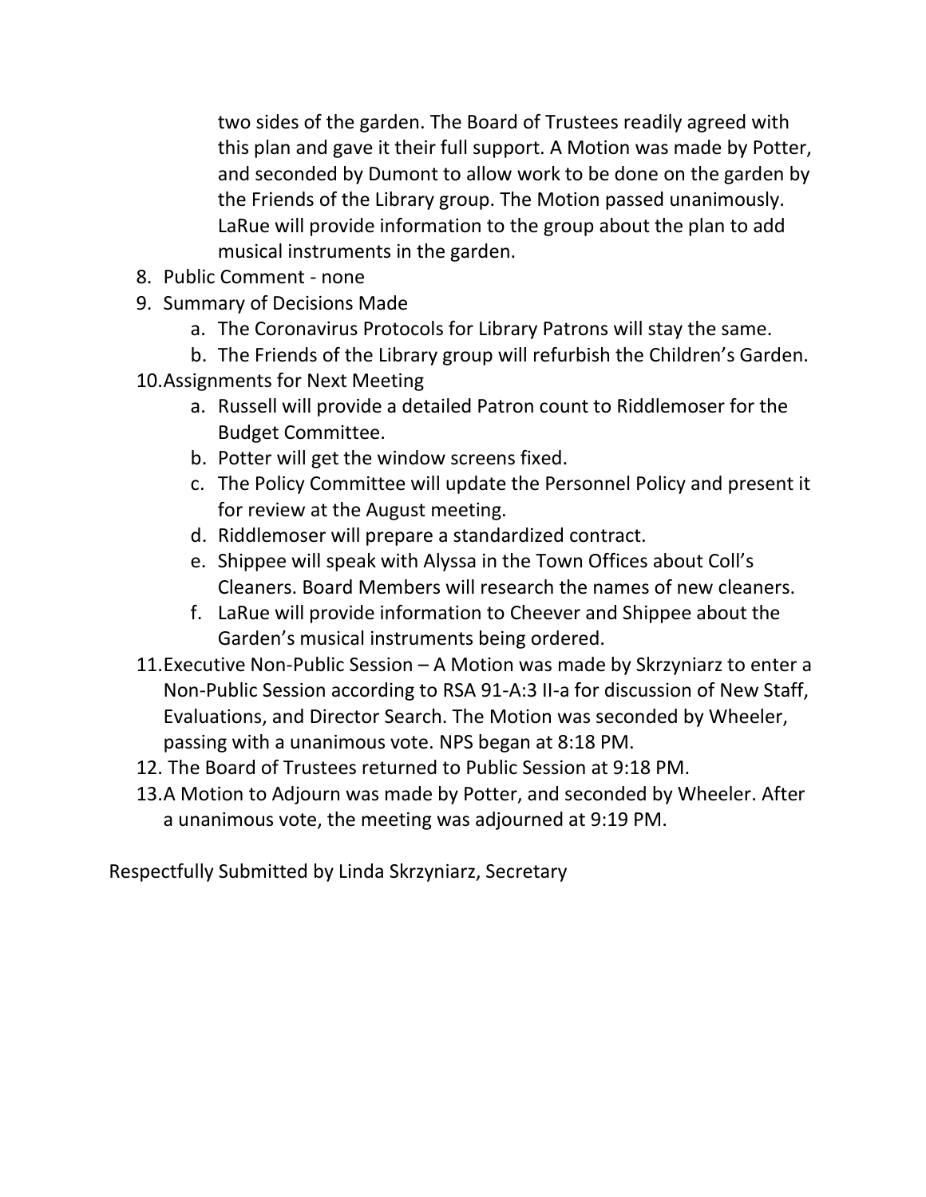two sides of the garden. The Board of Trustees readily agreed with this plan and gave it their full support. A Motion was made by Potter, and seconded by Dumont to allow work to be done on the garden by the Friends of the Library group. The Motion passed unanimously. LaRue will provide information to the group about the plan to add musical instruments in the garden.

8. Public Comment - none
9. Summary of Decisions Made
   a. The Coronavirus Protocols for Library Patrons will stay the same.
   b. The Friends of the Library group will refurbish the Children's Garden.
10. Assignments for Next Meeting
    a. Russell will provide a detailed Patron count to Riddlemoser for the Budget Committee.
    b. Potter will get the window screens fixed.
    c. The Policy Committee will update the Personnel Policy and present it for review at the August meeting.
    d. Riddlemoser will prepare a standardized contract.
    e. Shippee will speak with Alyssa in the Town Offices about Coll's Cleaners. Board Members will research the names of new cleaners.
    f. LaRue will provide information to Cheever and Shippee about the Garden's musical instruments being ordered.
11. Executive Non-Public Session – A Motion was made by Skrzyniarz to enter a Non-Public Session according to RSA 91-A:3 II-a for discussion of New Staff, Evaluations, and Director Search. The Motion was seconded by Wheeler, passing with a unanimous vote. NPS began at 8:18 PM.
12. The Board of Trustees returned to Public Session at 9:18 PM.
13. A Motion to Adjourn was made by Potter, and seconded by Wheeler. After a unanimous vote, the meeting was adjourned at 9:19 PM.

Respectfully Submitted by Linda Skrzyniarz, Secretary